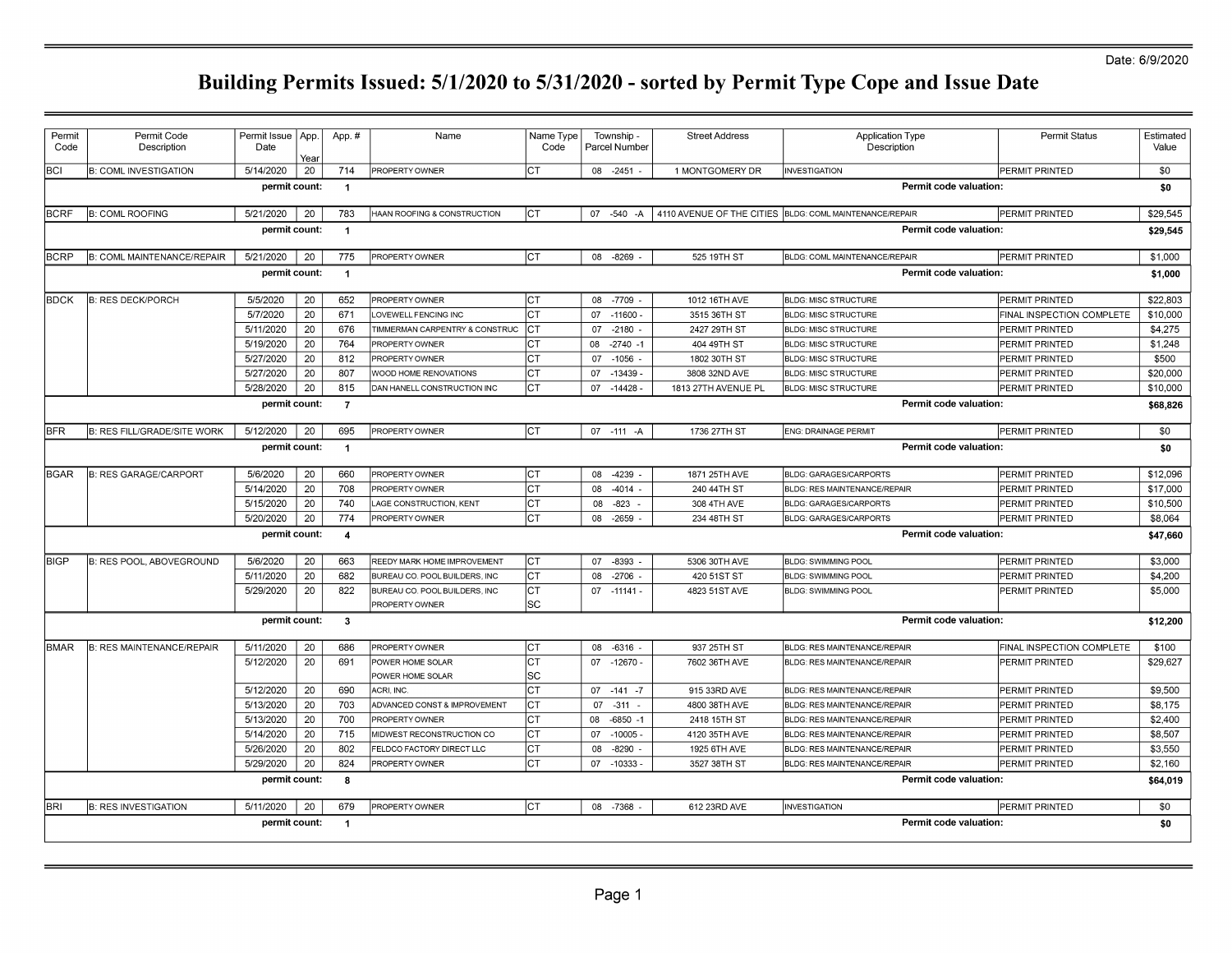Date: 6/9/2020

# Building Permits Issued: 5/1/2020 to 5/31/2020 - sorted by Permit Type Cope and Issue Date

| Permit Code | Permit Code Description | Permit Issue Date | App. Year | App. # | Name | Name Type Code | Township - Parcel Number | Street Address | Application Type Description | Permit Status | Estimated Value |
|---|---|---|---|---|---|---|---|---|---|---|---|
| BCI | B: COML INVESTIGATION | 5/14/2020 | 20 | 714 | PROPERTY OWNER | CT | 08 -2451 - | 1 MONTGOMERY DR | INVESTIGATION | PERMIT PRINTED | $0 |
| | | **permit count:** | | **1** | | | | | | **Permit code valuation:** | **$0** |
| BCRF | B: COML ROOFING | 5/21/2020 | 20 | 783 | HAAN ROOFING & CONSTRUCTION | CT | 07 -540 -A | 4110 AVENUE OF THE CITIES | BLDG: COML MAINTENANCE/REPAIR | PERMIT PRINTED | $29,545 |
| | | **permit count:** | | **1** | | | | | | **Permit code valuation:** | **$29,545** |
| BCRP | B: COML MAINTENANCE/REPAIR | 5/21/2020 | 20 | 775 | PROPERTY OWNER | CT | 08 -8269 - | 525 19TH ST | BLDG: COML MAINTENANCE/REPAIR | PERMIT PRINTED | $1,000 |
| | | **permit count:** | | **1** | | | | | | **Permit code valuation:** | **$1,000** |
| BDCK | B: RES DECK/PORCH | 5/5/2020 | 20 | 652 | PROPERTY OWNER | CT | 08 -7709 - | 1012 16TH AVE | BLDG: MISC STRUCTURE | PERMIT PRINTED | $22,803 |
| | | 5/7/2020 | 20 | 671 | LOVEWELL FENCING INC | CT | 07 -11600 - | 3515 36TH ST | BLDG: MISC STRUCTURE | FINAL INSPECTION COMPLETE | $10,000 |
| | | 5/11/2020 | 20 | 676 | TIMMERMAN CARPENTRY & CONSTRUC | CT | 07 -2180 - | 2427 29TH ST | BLDG: MISC STRUCTURE | PERMIT PRINTED | $4,275 |
| | | 5/19/2020 | 20 | 764 | PROPERTY OWNER | CT | 08 -2740 -1 | 404 49TH ST | BLDG: MISC STRUCTURE | PERMIT PRINTED | $1,248 |
| | | 5/27/2020 | 20 | 812 | PROPERTY OWNER | CT | 07 -1056 - | 1802 30TH ST | BLDG: MISC STRUCTURE | PERMIT PRINTED | $500 |
| | | 5/27/2020 | 20 | 807 | WOOD HOME RENOVATIONS | CT | 07 -13439 - | 3808 32ND AVE | BLDG: MISC STRUCTURE | PERMIT PRINTED | $20,000 |
| | | 5/28/2020 | 20 | 815 | DAN HANELL CONSTRUCTION INC | CT | 07 -14428 - | 1813 27TH AVENUE PL | BLDG: MISC STRUCTURE | PERMIT PRINTED | $10,000 |
| | | **permit count:** | | **7** | | | | | | **Permit code valuation:** | **$68,826** |
| BFR | B: RES FILL/GRADE/SITE WORK | 5/12/2020 | 20 | 695 | PROPERTY OWNER | CT | 07 -111 -A | 1736 27TH ST | ENG: DRAINAGE PERMIT | PERMIT PRINTED | $0 |
| | | **permit count:** | | **1** | | | | | | **Permit code valuation:** | **$0** |
| BGAR | B: RES GARAGE/CARPORT | 5/6/2020 | 20 | 660 | PROPERTY OWNER | CT | 08 -4239 - | 1871 25TH AVE | BLDG: GARAGES/CARPORTS | PERMIT PRINTED | $12,096 |
| | | 5/14/2020 | 20 | 708 | PROPERTY OWNER | CT | 08 -4014 - | 240 44TH ST | BLDG: RES MAINTENANCE/REPAIR | PERMIT PRINTED | $17,000 |
| | | 5/15/2020 | 20 | 740 | LAGE CONSTRUCTION, KENT | CT | 08 -823 - | 308 4TH AVE | BLDG: GARAGES/CARPORTS | PERMIT PRINTED | $10,500 |
| | | 5/20/2020 | 20 | 774 | PROPERTY OWNER | CT | 08 -2659 - | 234 48TH ST | BLDG: GARAGES/CARPORTS | PERMIT PRINTED | $8,064 |
| | | **permit count:** | | **4** | | | | | | **Permit code valuation:** | **$47,660** |
| BIGP | B: RES POOL, ABOVEGROUND | 5/6/2020 | 20 | 663 | REEDY MARK HOME IMPROVEMENT | CT | 07 -8393 - | 5306 30TH AVE | BLDG: SWIMMING POOL | PERMIT PRINTED | $3,000 |
| | | 5/11/2020 | 20 | 682 | BUREAU CO. POOL BUILDERS, INC | CT | 08 -2706 - | 420 51ST ST | BLDG: SWIMMING POOL | PERMIT PRINTED | $4,200 |
| | | 5/29/2020 | 20 | 822 | BUREAU CO. POOL BUILDERS, INC | CT | 07 -11141 - | 4823 51ST AVE | BLDG: SWIMMING POOL | PERMIT PRINTED | $5,000 |
| | | | | | PROPERTY OWNER | SC | | | | | |
| | | **permit count:** | | **3** | | | | | | **Permit code valuation:** | **$12,200** |
| BMAR | B: RES MAINTENANCE/REPAIR | 5/11/2020 | 20 | 686 | PROPERTY OWNER | CT | 08 -6316 - | 937 25TH ST | BLDG: RES MAINTENANCE/REPAIR | FINAL INSPECTION COMPLETE | $100 |
| | | 5/12/2020 | 20 | 691 | POWER HOME SOLAR | CT | 07 -12670 - | 7602 36TH AVE | BLDG: RES MAINTENANCE/REPAIR | PERMIT PRINTED | $29,627 |
| | | | | | POWER HOME SOLAR | SC | | | | | |
| | | 5/12/2020 | 20 | 690 | ACRI, INC. | CT | 07 -141 -7 | 915 33RD AVE | BLDG: RES MAINTENANCE/REPAIR | PERMIT PRINTED | $9,500 |
| | | 5/13/2020 | 20 | 703 | ADVANCED CONST & IMPROVEMENT | CT | 07 -311 - | 4800 38TH AVE | BLDG: RES MAINTENANCE/REPAIR | PERMIT PRINTED | $8,175 |
| | | 5/13/2020 | 20 | 700 | PROPERTY OWNER | CT | 08 -6850 -1 | 2418 15TH ST | BLDG: RES MAINTENANCE/REPAIR | PERMIT PRINTED | $2,400 |
| | | 5/14/2020 | 20 | 715 | MIDWEST RECONSTRUCTION CO | CT | 07 -10005 - | 4120 35TH AVE | BLDG: RES MAINTENANCE/REPAIR | PERMIT PRINTED | $8,507 |
| | | 5/26/2020 | 20 | 802 | FELDCO FACTORY DIRECT LLC | CT | 08 -8290 - | 1925 6TH AVE | BLDG: RES MAINTENANCE/REPAIR | PERMIT PRINTED | $3,550 |
| | | 5/29/2020 | 20 | 824 | PROPERTY OWNER | CT | 07 -10333 - | 3527 38TH ST | BLDG: RES MAINTENANCE/REPAIR | PERMIT PRINTED | $2,160 |
| | | **permit count:** | | **8** | | | | | | **Permit code valuation:** | **$64,019** |
| BRI | B: RES INVESTIGATION | 5/11/2020 | 20 | 679 | PROPERTY OWNER | CT | 08 -7368 - | 612 23RD AVE | INVESTIGATION | PERMIT PRINTED | $0 |
| | | **permit count:** | | **1** | | | | | | **Permit code valuation:** | **$0** |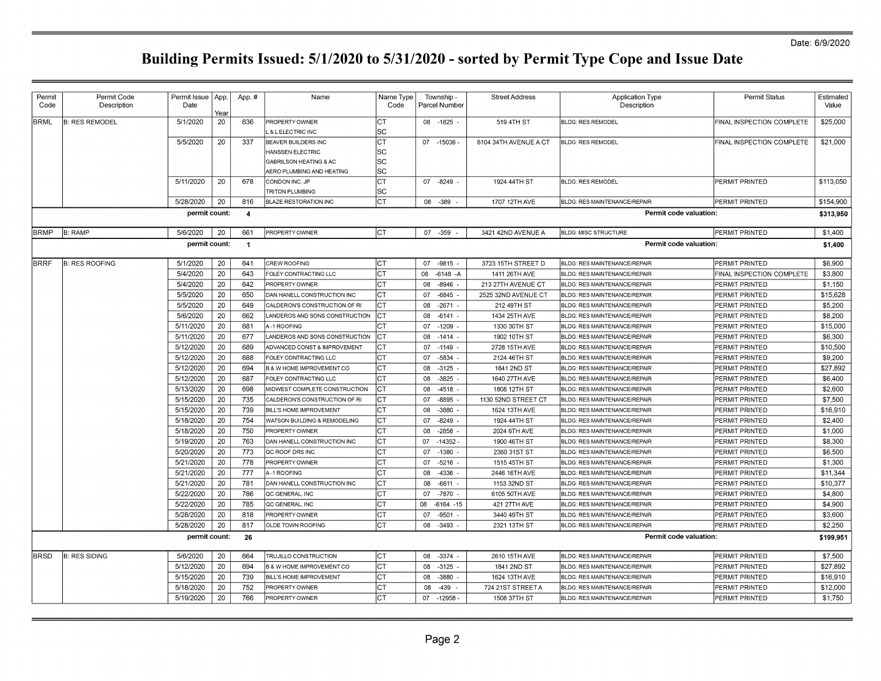Date: 6/9/2020

# Building Permits Issued: 5/1/2020 to 5/31/2020 - sorted by Permit Type Cope and Issue Date

| Permit Code | Permit Code Description | Permit Issue Date | App. Year | App. # | Name | Name Type Code | Township - Parcel Number | Street Address | Application Type Description | Permit Status | Estimated Value |
|---|---|---|---|---|---|---|---|---|---|---|---|
| BRML | B: RES REMODEL | 5/1/2020 | 20 | 636 | PROPERTY OWNER | CT | 08 -1825 - | 519 4TH ST | BLDG: RES REMODEL | FINAL INSPECTION COMPLETE | $25,000 |
| | | | | | L & L ELECTRIC INC | SC | | | | | |
| | | 5/5/2020 | 20 | 337 | BEAVER BUILDERS INC | CT | 07 -15036 - | 6104 34TH AVENUE A CT | BLDG: RES REMODEL | FINAL INSPECTION COMPLETE | $21,000 |
| | | | | | HANSSEN ELECTRIC | SC | | | | | |
| | | | | | GABRILSON HEATING & AC | SC | | | | | |
| | | | | | AERO PLUMBING AND HEATING | SC | | | | | |
| | | 5/11/2020 | 20 | 678 | CONDON INC, JP | CT | 07 -8249 - | 1924 44TH ST | BLDG: RES REMODEL | PERMIT PRINTED | $113,050 |
| | | | | | TRITON PLUMBING | SC | | | | | |
| | | 5/28/2020 | 20 | 816 | BLAZE RESTORATION INC | CT | 08 -389 - | 1707 12TH AVE | BLDG: RES MAINTENANCE/REPAIR | PERMIT PRINTED | $154,900 |
| | | **permit count:** | | **4** | | | | | **Permit code valuation:** | | **$313,950** |
| BRMP | B: RAMP | 5/6/2020 | 20 | 661 | PROPERTY OWNER | CT | 07 -359 - | 3421 42ND AVENUE A | BLDG: MISC STRUCTURE | PERMIT PRINTED | $1,400 |
| | | **permit count:** | | **1** | | | | | **Permit code valuation:** | | **$1,400** |
| BRRF | B: RES ROOFING | 5/1/2020 | 20 | 641 | CREW ROOFING | CT | 07 -9815 - | 3723 15TH STREET D | BLDG: RES MAINTENANCE/REPAIR | PERMIT PRINTED | $6,900 |
| | | 5/4/2020 | 20 | 643 | FOLEY CONTRACTING LLC | CT | 08 -6148 -A | 1411 26TH AVE | BLDG: RES MAINTENANCE/REPAIR | FINAL INSPECTION COMPLETE | $3,800 |
| | | 5/4/2020 | 20 | 642 | PROPERTY OWNER | CT | 08 -8946 - | 213 27TH AVENUE CT | BLDG: RES MAINTENANCE/REPAIR | PERMIT PRINTED | $1,150 |
| | | 5/5/2020 | 20 | 650 | DAN HANELL CONSTRUCTION INC | CT | 07 -6845 - | 2525 32ND AVENUE CT | BLDG: RES MAINTENANCE/REPAIR | PERMIT PRINTED | $15,628 |
| | | 5/5/2020 | 20 | 649 | CALDERON'S CONSTRUCTION OF RI | CT | 08 -2671 - | 212 49TH ST | BLDG: RES MAINTENANCE/REPAIR | PERMIT PRINTED | $5,200 |
| | | 5/6/2020 | 20 | 662 | LANDEROS AND SONS CONSTRUCTION | CT | 08 -6141 - | 1434 25TH AVE | BLDG: RES MAINTENANCE/REPAIR | PERMIT PRINTED | $8,200 |
| | | 5/11/2020 | 20 | 681 | A -1 ROOFING | CT | 07 -1209 - | 1330 30TH ST | BLDG: RES MAINTENANCE/REPAIR | PERMIT PRINTED | $15,000 |
| | | 5/11/2020 | 20 | 677 | LANDEROS AND SONS CONSTRUCTION | CT | 08 -1414 - | 1902 10TH ST | BLDG: RES MAINTENANCE/REPAIR | PERMIT PRINTED | $6,300 |
| | | 5/12/2020 | 20 | 689 | ADVANCED CONST & IMPROVEMENT | CT | 07 -1149 - | 2728 15TH AVE | BLDG: RES MAINTENANCE/REPAIR | PERMIT PRINTED | $10,500 |
| | | 5/12/2020 | 20 | 688 | FOLEY CONTRACTING LLC | CT | 07 -5834 - | 2124 46TH ST | BLDG: RES MAINTENANCE/REPAIR | PERMIT PRINTED | $9,200 |
| | | 5/12/2020 | 20 | 694 | B & W HOME IMPROVEMENT CO | CT | 08 -3125 - | 1841 2ND ST | BLDG: RES MAINTENANCE/REPAIR | PERMIT PRINTED | $27,892 |
| | | 5/12/2020 | 20 | 687 | FOLEY CONTRACTING LLC | CT | 08 -3825 - | 1640 27TH AVE | BLDG: RES MAINTENANCE/REPAIR | PERMIT PRINTED | $6,400 |
| | | 5/13/2020 | 20 | 698 | MIDWEST COMPLETE CONSTRUCTION | CT | 08 -4518 - | 1808 12TH ST | BLDG: RES MAINTENANCE/REPAIR | PERMIT PRINTED | $2,600 |
| | | 5/15/2020 | 20 | 735 | CALDERON'S CONSTRUCTION OF RI | CT | 07 -8895 - | 1130 52ND STREET CT | BLDG: RES MAINTENANCE/REPAIR | PERMIT PRINTED | $7,500 |
| | | 5/15/2020 | 20 | 739 | BILL'S HOME IMPROVEMENT | CT | 08 -3880 - | 1624 13TH AVE | BLDG: RES MAINTENANCE/REPAIR | PERMIT PRINTED | $16,910 |
| | | 5/18/2020 | 20 | 754 | WATSON BUILDING & REMODELING | CT | 07 -8249 - | 1924 44TH ST | BLDG: RES MAINTENANCE/REPAIR | PERMIT PRINTED | $2,400 |
| | | 5/18/2020 | 20 | 750 | PROPERTY OWNER | CT | 08 -2858 - | 2024 6TH AVE | BLDG: RES MAINTENANCE/REPAIR | PERMIT PRINTED | $1,000 |
| | | 5/19/2020 | 20 | 763 | DAN HANELL CONSTRUCTION INC | CT | 07 -14352 - | 1900 46TH ST | BLDG: RES MAINTENANCE/REPAIR | PERMIT PRINTED | $8,300 |
| | | 5/20/2020 | 20 | 773 | QC ROOF DRS INC. | CT | 07 -1380 - | 2360 31ST ST | BLDG: RES MAINTENANCE/REPAIR | PERMIT PRINTED | $6,500 |
| | | 5/21/2020 | 20 | 778 | PROPERTY OWNER | CT | 07 -5216 - | 1515 45TH ST | BLDG: RES MAINTENANCE/REPAIR | PERMIT PRINTED | $1,300 |
| | | 5/21/2020 | 20 | 777 | A -1 ROOFING | CT | 08 -4336 - | 2446 16TH AVE | BLDG: RES MAINTENANCE/REPAIR | PERMIT PRINTED | $11,344 |
| | | 5/21/2020 | 20 | 781 | DAN HANELL CONSTRUCTION INC | CT | 08 -6611 - | 1153 32ND ST | BLDG: RES MAINTENANCE/REPAIR | PERMIT PRINTED | $10,377 |
| | | 5/22/2020 | 20 | 786 | QC GENERAL, INC | CT | 07 -7870 - | 6105 50TH AVE | BLDG: RES MAINTENANCE/REPAIR | PERMIT PRINTED | $4,800 |
| | | 5/22/2020 | 20 | 785 | QC GENERAL, INC | CT | 08 -6164 -15 | 421 27TH AVE | BLDG: RES MAINTENANCE/REPAIR | PERMIT PRINTED | $4,900 |
| | | 5/28/2020 | 20 | 818 | PROPERTY OWNER | CT | 07 -9501 - | 3440 49TH ST | BLDG: RES MAINTENANCE/REPAIR | PERMIT PRINTED | $3,600 |
| | | 5/28/2020 | 20 | 817 | OLDE TOWN ROOFING | CT | 08 -3493 - | 2321 13TH ST | BLDG: RES MAINTENANCE/REPAIR | PERMIT PRINTED | $2,250 |
| | | **permit count:** | | **26** | | | | | **Permit code valuation:** | | **$199,951** |
| BRSD | B: RES SIDING | 5/6/2020 | 20 | 664 | TRUJILLO CONSTRUCTION | CT | 08 -3374 - | 2610 15TH AVE | BLDG: RES MAINTENANCE/REPAIR | PERMIT PRINTED | $7,500 |
| | | 5/12/2020 | 20 | 694 | B & W HOME IMPROVEMENT CO | CT | 08 -3125 - | 1841 2ND ST | BLDG: RES MAINTENANCE/REPAIR | PERMIT PRINTED | $27,892 |
| | | 5/15/2020 | 20 | 739 | BILL'S HOME IMPROVEMENT | CT | 08 -3880 - | 1624 13TH AVE | BLDG: RES MAINTENANCE/REPAIR | PERMIT PRINTED | $16,910 |
| | | 5/18/2020 | 20 | 752 | PROPERTY OWNER | CT | 08 -439 - | 724 21ST STREET A | BLDG: RES MAINTENANCE/REPAIR | PERMIT PRINTED | $12,000 |
| | | 5/19/2020 | 20 | 766 | PROPERTY OWNER | CT | 07 -12958 - | 1508 37TH ST | BLDG: RES MAINTENANCE/REPAIR | PERMIT PRINTED | $1,750 |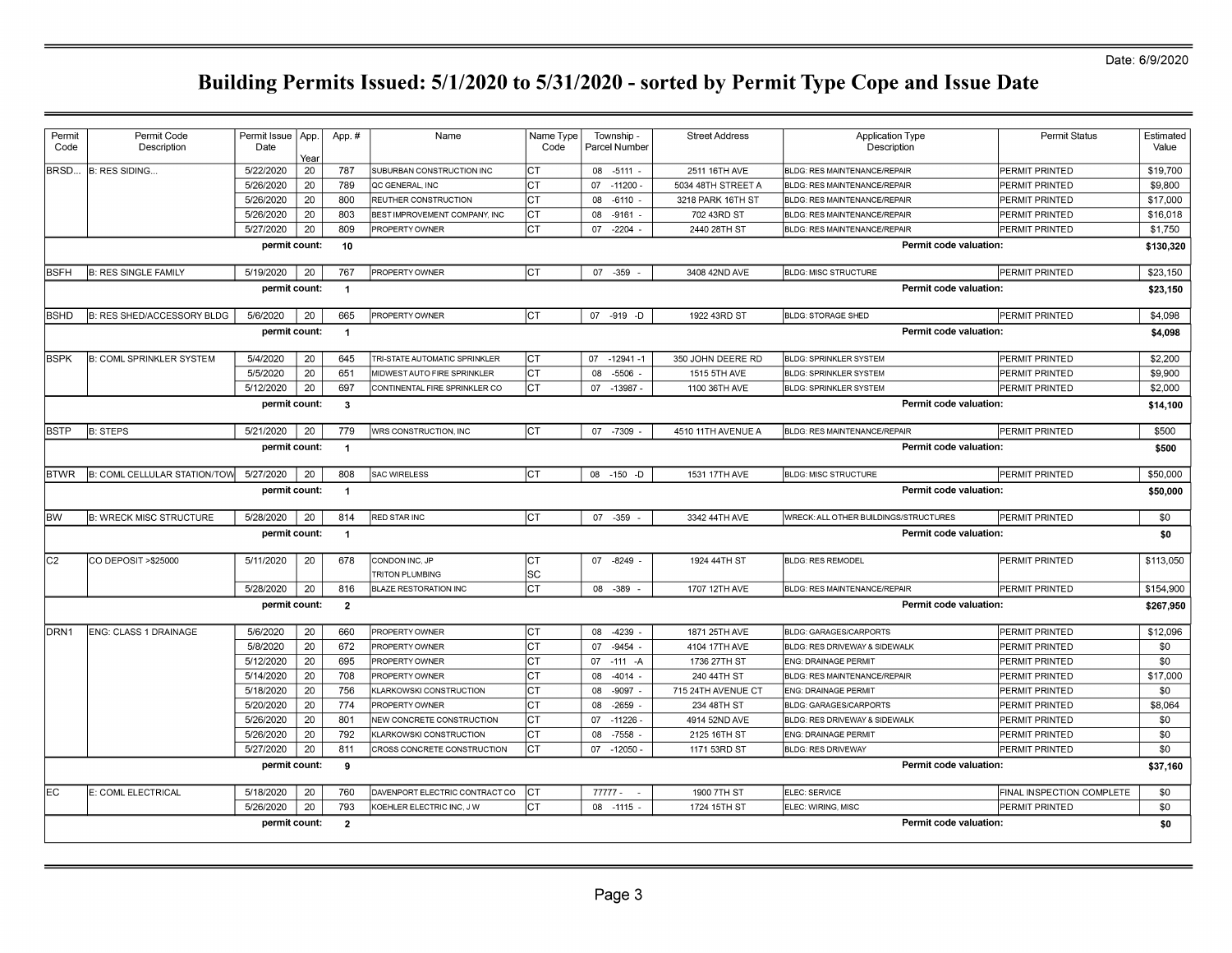Date: 6/9/2020

# Building Permits Issued: 5/1/2020 to 5/31/2020 - sorted by Permit Type Cope and Issue Date

| Permit Code | Permit Code Description | Permit Issue Date | App. Year | App. # | Name | Name Type Code | Township - Parcel Number | Street Address | Application Type Description | Permit Status | Estimated Value |
|---|---|---|---|---|---|---|---|---|---|---|---|
| BRSD... | B: RES SIDING... | 5/22/2020 | 20 | 787 | SUBURBAN CONSTRUCTION INC | CT | 08 -5111 - | 2511 16TH AVE | BLDG: RES MAINTENANCE/REPAIR | PERMIT PRINTED | $19,700 |
| | | 5/26/2020 | 20 | 789 | QC GENERAL, INC | CT | 07 -11200 - | 5034 48TH STREET A | BLDG: RES MAINTENANCE/REPAIR | PERMIT PRINTED | $9,800 |
| | | 5/26/2020 | 20 | 800 | REUTHER CONSTRUCTION | CT | 08 -6110 - | 3218 PARK 16TH ST | BLDG: RES MAINTENANCE/REPAIR | PERMIT PRINTED | $17,000 |
| | | 5/26/2020 | 20 | 803 | BEST IMPROVEMENT COMPANY, INC | CT | 08 -9161 - | 702 43RD ST | BLDG: RES MAINTENANCE/REPAIR | PERMIT PRINTED | $16,018 |
| | | 5/27/2020 | 20 | 809 | PROPERTY OWNER | CT | 07 -2204 - | 2440 28TH ST | BLDG: RES MAINTENANCE/REPAIR | PERMIT PRINTED | $1,750 |
| | | **permit count:** | | **10** | | | | | **Permit code valuation:** | | **$130,320** |
| BSFH | B: RES SINGLE FAMILY | 5/19/2020 | 20 | 767 | PROPERTY OWNER | CT | 07 -359 - | 3408 42ND AVE | BLDG: MISC STRUCTURE | PERMIT PRINTED | $23,150 |
| | | **permit count:** | | **1** | | | | | **Permit code valuation:** | | **$23,150** |
| BSHD | B: RES SHED/ACCESSORY BLDG | 5/6/2020 | 20 | 665 | PROPERTY OWNER | CT | 07 -919 -D | 1922 43RD ST | BLDG: STORAGE SHED | PERMIT PRINTED | $4,098 |
| | | **permit count:** | | **1** | | | | | **Permit code valuation:** | | **$4,098** |
| BSPK | B: COML SPRINKLER SYSTEM | 5/4/2020 | 20 | 645 | TRI-STATE AUTOMATIC SPRINKLER | CT | 07 -12941 -1 | 350 JOHN DEERE RD | BLDG: SPRINKLER SYSTEM | PERMIT PRINTED | $2,200 |
| | | 5/5/2020 | 20 | 651 | MIDWEST AUTO FIRE SPRINKLER | CT | 08 -5506 - | 1515 5TH AVE | BLDG: SPRINKLER SYSTEM | PERMIT PRINTED | $9,900 |
| | | 5/12/2020 | 20 | 697 | CONTINENTAL FIRE SPRINKLER CO | CT | 07 -13987 - | 1100 36TH AVE | BLDG: SPRINKLER SYSTEM | PERMIT PRINTED | $2,000 |
| | | **permit count:** | | **3** | | | | | **Permit code valuation:** | | **$14,100** |
| BSTP | B: STEPS | 5/21/2020 | 20 | 779 | WRS CONSTRUCTION, INC | CT | 07 -7309 - | 4510 11TH AVENUE A | BLDG: RES MAINTENANCE/REPAIR | PERMIT PRINTED | $500 |
| | | **permit count:** | | **1** | | | | | **Permit code valuation:** | | **$500** |
| BTWR | B: COML CELLULAR STATION/TOW | 5/27/2020 | 20 | 808 | SAC WIRELESS | CT | 08 -150 -D | 1531 17TH AVE | BLDG: MISC STRUCTURE | PERMIT PRINTED | $50,000 |
| | | **permit count:** | | **1** | | | | | **Permit code valuation:** | | **$50,000** |
| BW | B: WRECK MISC STRUCTURE | 5/28/2020 | 20 | 814 | RED STAR INC | CT | 07 -359 - | 3342 44TH AVE | WRECK: ALL OTHER BUILDINGS/STRUCTURES | PERMIT PRINTED | $0 |
| | | **permit count:** | | **1** | | | | | **Permit code valuation:** | | **$0** |
| C2 | CO DEPOSIT >$25000 | 5/11/2020 | 20 | 678 | CONDON INC, JP | CT | 07 -8249 - | 1924 44TH ST | BLDG: RES REMODEL | PERMIT PRINTED | $113,050 |
| | | | | | TRITON PLUMBING | SC | | | | | |
| | | 5/28/2020 | 20 | 816 | BLAZE RESTORATION INC | CT | 08 -389 - | 1707 12TH AVE | BLDG: RES MAINTENANCE/REPAIR | PERMIT PRINTED | $154,900 |
| | | **permit count:** | | **2** | | | | | **Permit code valuation:** | | **$267,950** |
| DRN1 | ENG: CLASS 1 DRAINAGE | 5/6/2020 | 20 | 660 | PROPERTY OWNER | CT | 08 -4239 - | 1871 25TH AVE | BLDG: GARAGES/CARPORTS | PERMIT PRINTED | $12,096 |
| | | 5/8/2020 | 20 | 672 | PROPERTY OWNER | CT | 07 -9454 - | 4104 17TH AVE | BLDG: RES DRIVEWAY & SIDEWALK | PERMIT PRINTED | $0 |
| | | 5/12/2020 | 20 | 695 | PROPERTY OWNER | CT | 07 -111 -A | 1736 27TH ST | ENG: DRAINAGE PERMIT | PERMIT PRINTED | $0 |
| | | 5/14/2020 | 20 | 708 | PROPERTY OWNER | CT | 08 -4014 - | 240 44TH ST | BLDG: RES MAINTENANCE/REPAIR | PERMIT PRINTED | $17,000 |
| | | 5/18/2020 | 20 | 756 | KLARKOWSKI CONSTRUCTION | CT | 08 -9097 - | 715 24TH AVENUE CT | ENG: DRAINAGE PERMIT | PERMIT PRINTED | $0 |
| | | 5/20/2020 | 20 | 774 | PROPERTY OWNER | CT | 08 -2659 - | 234 48TH ST | BLDG: GARAGES/CARPORTS | PERMIT PRINTED | $8,064 |
| | | 5/26/2020 | 20 | 801 | NEW CONCRETE CONSTRUCTION | CT | 07 -11226 - | 4914 52ND AVE | BLDG: RES DRIVEWAY & SIDEWALK | PERMIT PRINTED | $0 |
| | | 5/26/2020 | 20 | 792 | KLARKOWSKI CONSTRUCTION | CT | 08 -7558 - | 2125 16TH ST | ENG: DRAINAGE PERMIT | PERMIT PRINTED | $0 |
| | | 5/27/2020 | 20 | 811 | CROSS CONCRETE CONSTRUCTION | CT | 07 -12050 - | 1171 53RD ST | BLDG: RES DRIVEWAY | PERMIT PRINTED | $0 |
| | | **permit count:** | | **9** | | | | | **Permit code valuation:** | | **$37,160** |
| EC | E: COML ELECTRICAL | 5/18/2020 | 20 | 760 | DAVENPORT ELECTRIC CONTRACT CO | CT | 77777 - - | 1900 7TH ST | ELEC: SERVICE | FINAL INSPECTION COMPLETE | $0 |
| | | 5/26/2020 | 20 | 793 | KOEHLER ELECTRIC INC, J W | CT | 08 -1115 - | 1724 15TH ST | ELEC: WIRING, MISC | PERMIT PRINTED | $0 |
| | | **permit count:** | | **2** | | | | | **Permit code valuation:** | | **$0** |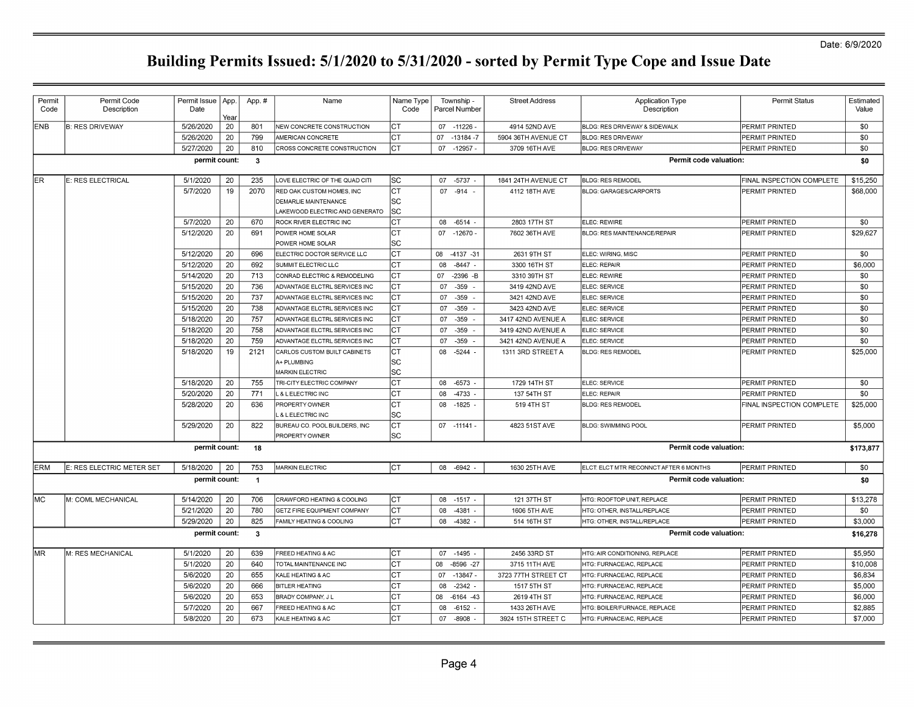Date: 6/9/2020

# Building Permits Issued: 5/1/2020 to 5/31/2020 - sorted by Permit Type Cope and Issue Date

| Permit Code | Permit Code Description | Permit Issue Date | App. Year | App. # | Name | Name Type Code | Township - Parcel Number | Street Address | Application Type Description | Permit Status | Estimated Value |
|---|---|---|---|---|---|---|---|---|---|---|---|
| ENB | B: RES DRIVEWAY | 5/26/2020 | 20 | 801 | NEW CONCRETE CONSTRUCTION | CT | 07 -11226 - | 4914 52ND AVE | BLDG: RES DRIVEWAY & SIDEWALK | PERMIT PRINTED | $0 |
| | | 5/26/2020 | 20 | 799 | AMERICAN CONCRETE | CT | 07 -13184 -7 | 5904 36TH AVENUE CT | BLDG: RES DRIVEWAY | PERMIT PRINTED | $0 |
| | | 5/27/2020 | 20 | 810 | CROSS CONCRETE CONSTRUCTION | CT | 07 -12957 - | 3709 16TH AVE | BLDG: RES DRIVEWAY | PERMIT PRINTED | $0 |
| | | permit count: | | 3 | | | | | Permit code valuation: | | $0 |
| ER | E: RES ELECTRICAL | 5/1/2020 | 20 | 235 | LOVE ELECTRIC OF THE QUAD CITI | SC | 07 -5737 - | 1841 24TH AVENUE CT | BLDG: RES REMODEL | FINAL INSPECTION COMPLETE | $15,250 |
| | | 5/7/2020 | 19 | 2070 | RED OAK CUSTOM HOMES, INC | CT | 07 -914 - | 4112 18TH AVE | BLDG: GARAGES/CARPORTS | PERMIT PRINTED | $68,000 |
| | | | | | DEMARLIE MAINTENANCE | SC | | | | | |
| | | | | | LAKEWOOD ELECTRIC AND GENERATO | SC | | | | | |
| | | 5/7/2020 | 20 | 670 | ROCK RIVER ELECTRIC INC | CT | 08 -6514 - | 2803 17TH ST | ELEC: REWIRE | PERMIT PRINTED | $0 |
| | | 5/12/2020 | 20 | 691 | POWER HOME SOLAR | CT | 07 -12670 - | 7602 36TH AVE | BLDG: RES MAINTENANCE/REPAIR | PERMIT PRINTED | $29,627 |
| | | | | | POWER HOME SOLAR | SC | | | | | |
| | | 5/12/2020 | 20 | 696 | ELECTRIC DOCTOR SERVICE LLC | CT | 08 -4137 -31 | 2631 9TH ST | ELEC: WIRING, MISC | PERMIT PRINTED | $0 |
| | | 5/12/2020 | 20 | 692 | SUMMIT ELECTRIC LLC | CT | 08 -8447 - | 3300 16TH ST | ELEC: REPAIR | PERMIT PRINTED | $6,000 |
| | | 5/14/2020 | 20 | 713 | CONRAD ELECTRIC & REMODELING | CT | 07 -2396 -B | 3310 39TH ST | ELEC: REWIRE | PERMIT PRINTED | $0 |
| | | 5/15/2020 | 20 | 736 | ADVANTAGE ELCTRL SERVICES INC | CT | 07 -359 - | 3419 42ND AVE | ELEC: SERVICE | PERMIT PRINTED | $0 |
| | | 5/15/2020 | 20 | 737 | ADVANTAGE ELCTRL SERVICES INC | CT | 07 -359 - | 3421 42ND AVE | ELEC: SERVICE | PERMIT PRINTED | $0 |
| | | 5/15/2020 | 20 | 738 | ADVANTAGE ELCTRL SERVICES INC | CT | 07 -359 - | 3423 42ND AVE | ELEC: SERVICE | PERMIT PRINTED | $0 |
| | | 5/18/2020 | 20 | 757 | ADVANTAGE ELCTRL SERVICES INC | CT | 07 -359 - | 3417 42ND AVENUE A | ELEC: SERVICE | PERMIT PRINTED | $0 |
| | | 5/18/2020 | 20 | 758 | ADVANTAGE ELCTRL SERVICES INC | CT | 07 -359 - | 3419 42ND AVENUE A | ELEC: SERVICE | PERMIT PRINTED | $0 |
| | | 5/18/2020 | 20 | 759 | ADVANTAGE ELCTRL SERVICES INC | CT | 07 -359 - | 3421 42ND AVENUE A | ELEC: SERVICE | PERMIT PRINTED | $0 |
| | | 5/18/2020 | 19 | 2121 | CARLOS CUSTOM BUILT CABINETS | CT | 08 -5244 - | 1311 3RD STREET A | BLDG: RES REMODEL | PERMIT PRINTED | $25,000 |
| | | | | | A+ PLUMBING | SC | | | | | |
| | | | | | MARKIN ELECTRIC | SC | | | | | |
| | | 5/18/2020 | 20 | 755 | TRI-CITY ELECTRIC COMPANY | CT | 08 -6573 - | 1729 14TH ST | ELEC: SERVICE | PERMIT PRINTED | $0 |
| | | 5/20/2020 | 20 | 771 | L & L ELECTRIC INC | CT | 08 -4733 - | 137 54TH ST | ELEC: REPAIR | PERMIT PRINTED | $0 |
| | | 5/28/2020 | 20 | 636 | PROPERTY OWNER | CT | 08 -1825 - | 519 4TH ST | BLDG: RES REMODEL | FINAL INSPECTION COMPLETE | $25,000 |
| | | | | | L & L ELECTRIC INC | SC | | | | | |
| | | 5/29/2020 | 20 | 822 | BUREAU CO. POOL BUILDERS, INC | CT | 07 -11141 - | 4823 51ST AVE | BLDG: SWIMMING POOL | PERMIT PRINTED | $5,000 |
| | | | | | PROPERTY OWNER | SC | | | | | |
| | | permit count: | | 18 | | | | | Permit code valuation: | | $173,877 |
| ERM | E: RES ELECTRIC METER SET | 5/18/2020 | 20 | 753 | MARKIN ELECTRIC | CT | 08 -6942 - | 1630 25TH AVE | ELCT: ELCT MTR RECONNCT AFTER 6 MONTHS | PERMIT PRINTED | $0 |
| | | permit count: | | 1 | | | | | Permit code valuation: | | $0 |
| MC | M: COML MECHANICAL | 5/14/2020 | 20 | 706 | CRAWFORD HEATING & COOLING | CT | 08 -1517 - | 121 37TH ST | HTG: ROOFTOP UNIT, REPLACE | PERMIT PRINTED | $13,278 |
| | | 5/21/2020 | 20 | 780 | GETZ FIRE EQUIPMENT COMPANY | CT | 08 -4381 - | 1606 5TH AVE | HTG: OTHER, INSTALL/REPLACE | PERMIT PRINTED | $0 |
| | | 5/29/2020 | 20 | 825 | FAMILY HEATING & COOLING | CT | 08 -4382 - | 514 16TH ST | HTG: OTHER, INSTALL/REPLACE | PERMIT PRINTED | $3,000 |
| | | permit count: | | 3 | | | | | Permit code valuation: | | $16,278 |
| MR | M: RES MECHANICAL | 5/1/2020 | 20 | 639 | FREED HEATING & AC | CT | 07 -1495 - | 2456 33RD ST | HTG: AIR CONDITIONING, REPLACE | PERMIT PRINTED | $5,950 |
| | | 5/1/2020 | 20 | 640 | TOTAL MAINTENANCE INC | CT | 08 -8596 -27 | 3715 11TH AVE | HTG: FURNACE/AC, REPLACE | PERMIT PRINTED | $10,008 |
| | | 5/6/2020 | 20 | 655 | KALE HEATING & AC | CT | 07 -13847 - | 3723 77TH STREET CT | HTG: FURNACE/AC, REPLACE | PERMIT PRINTED | $6,834 |
| | | 5/6/2020 | 20 | 666 | BITLER HEATING | CT | 08 -2342 - | 1517 5TH ST | HTG: FURNACE/AC, REPLACE | PERMIT PRINTED | $5,000 |
| | | 5/6/2020 | 20 | 653 | BRADY COMPANY, J L | CT | 08 -6164 -43 | 2619 4TH ST | HTG: FURNACE/AC, REPLACE | PERMIT PRINTED | $6,000 |
| | | 5/7/2020 | 20 | 667 | FREED HEATING & AC | CT | 08 -6152 - | 1433 26TH AVE | HTG: BOILER/FURNACE, REPLACE | PERMIT PRINTED | $2,885 |
| | | 5/8/2020 | 20 | 673 | KALE HEATING & AC | CT | 07 -8908 - | 3924 15TH STREET C | HTG: FURNACE/AC, REPLACE | PERMIT PRINTED | $7,000 |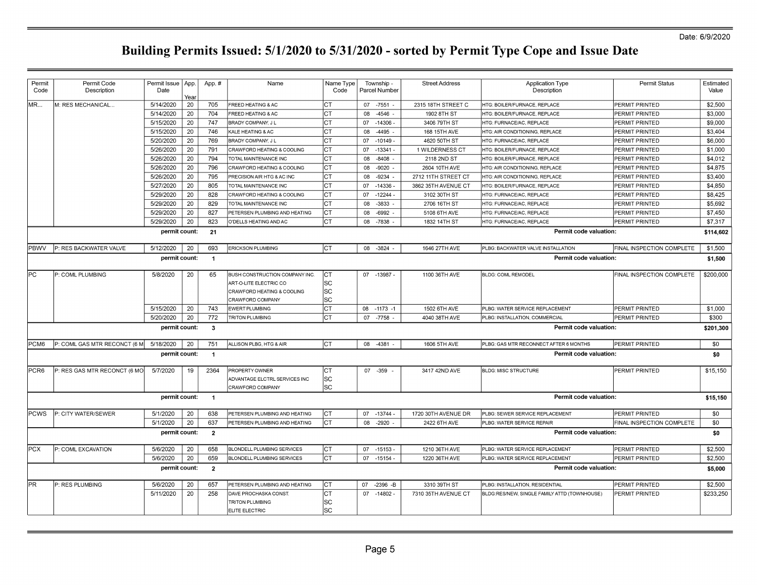Date: 6/9/2020

# Building Permits Issued: 5/1/2020 to 5/31/2020 - sorted by Permit Type Cope and Issue Date

| Permit Code | Permit Code Description | Permit Issue Date | App. Year | App. # | Name | Name Type Code | Township - Parcel Number | Street Address | Application Type Description | Permit Status | Estimated Value |
|---|---|---|---|---|---|---|---|---|---|---|---|
| MR... | M: RES MECHANICAL... | 5/14/2020 | 20 | 705 | FREED HEATING & AC | CT | 07 -7551 - | 2315 18TH STREET C | HTG: BOILER/FURNACE, REPLACE | PERMIT PRINTED | $2,500 |
| | | 5/14/2020 | 20 | 704 | FREED HEATING & AC | CT | 08 -4546 - | 1902 8TH ST | HTG: BOILER/FURNACE, REPLACE | PERMIT PRINTED | $3,000 |
| | | 5/15/2020 | 20 | 747 | BRADY COMPANY, J L | CT | 07 -14306 - | 3406 79TH ST | HTG: FURNACE/AC, REPLACE | PERMIT PRINTED | $9,000 |
| | | 5/15/2020 | 20 | 746 | KALE HEATING & AC | CT | 08 -4495 - | 168 15TH AVE | HTG: AIR CONDITIONING, REPLACE | PERMIT PRINTED | $3,404 |
| | | 5/20/2020 | 20 | 769 | BRADY COMPANY, J L | CT | 07 -10149 - | 4620 50TH ST | HTG: FURNACE/AC, REPLACE | PERMIT PRINTED | $6,000 |
| | | 5/26/2020 | 20 | 791 | CRAWFORD HEATING & COOLING | CT | 07 -13341 - | 1 WILDERNESS CT | HTG: BOILER/FURNACE, REPLACE | PERMIT PRINTED | $1,000 |
| | | 5/26/2020 | 20 | 794 | TOTAL MAINTENANCE INC | CT | 08 -8408 - | 2118 2ND ST | HTG: BOILER/FURNACE, REPLACE | PERMIT PRINTED | $4,012 |
| | | 5/26/2020 | 20 | 796 | CRAWFORD HEATING & COOLING | CT | 08 -9020 - | 2604 10TH AVE | HTG: AIR CONDITIONING, REPLACE | PERMIT PRINTED | $4,875 |
| | | 5/26/2020 | 20 | 795 | PRECISION AIR HTG & AC INC | CT | 08 -9234 - | 2712 11TH STREET CT | HTG: AIR CONDITIONING, REPLACE | PERMIT PRINTED | $3,400 |
| | | 5/27/2020 | 20 | 805 | TOTAL MAINTENANCE INC | CT | 07 -14336 - | 3862 35TH AVENUE CT | HTG: BOILER/FURNACE, REPLACE | PERMIT PRINTED | $4,850 |
| | | 5/29/2020 | 20 | 828 | CRAWFORD HEATING & COOLING | CT | 07 -12244 - | 3102 30TH ST | HTG: FURNACE/AC, REPLACE | PERMIT PRINTED | $8,425 |
| | | 5/29/2020 | 20 | 829 | TOTAL MAINTENANCE INC | CT | 08 -3833 - | 2706 16TH ST | HTG: FURNACE/AC, REPLACE | PERMIT PRINTED | $5,692 |
| | | 5/29/2020 | 20 | 827 | PETERSEN PLUMBING AND HEATING | CT | 08 -6992 - | 5108 6TH AVE | HTG: FURNACE/AC, REPLACE | PERMIT PRINTED | $7,450 |
| | | 5/29/2020 | 20 | 823 | O'DELLS HEATING AND AC | CT | 08 -7838 - | 1832 14TH ST | HTG: FURNACE/AC, REPLACE | PERMIT PRINTED | $7,317 |
| | | **permit count:** | | **21** | | | | | **Permit code valuation:** | | **$114,602** |
| PBWV | P: RES BACKWATER VALVE | 5/12/2020 | 20 | 693 | ERICKSON PLUMBING | CT | 08 -3824 - | 1646 27TH AVE | PLBG: BACKWATER VALVE INSTALLATION | FINAL INSPECTION COMPLETE | $1,500 |
| | | **permit count:** | | **1** | | | | | **Permit code valuation:** | | **$1,500** |
| PC | P: COML PLUMBING | 5/8/2020 | 20 | 65 | BUSH CONSTRUCTION COMPANY INC. | CT | 07 -13987 - | 1100 36TH AVE | BLDG: COML REMODEL | FINAL INSPECTION COMPLETE | $200,000 |
| | | | | | ART-O-LITE ELECTRIC CO | SC | | | | | |
| | | | | | CRAWFORD HEATING & COOLING | SC | | | | | |
| | | | | | CRAWFORD COMPANY | SC | | | | | |
| | | 5/15/2020 | 20 | 743 | EWERT PLUMBING | CT | 08 -1173 -1 | 1502 6TH AVE | PLBG: WATER SERVICE REPLACEMENT | PERMIT PRINTED | $1,000 |
| | | 5/20/2020 | 20 | 772 | TRITON PLUMBING | CT | 07 -7758 - | 4040 38TH AVE | PLBG: INSTALLATION, COMMERCIAL | PERMIT PRINTED | $300 |
| | | **permit count:** | | **3** | | | | | **Permit code valuation:** | | **$201,300** |
| PCM6 | P: COML GAS MTR RECONCT (6 M | 5/18/2020 | 20 | 751 | ALLISON PLBG, HTG & AIR | CT | 08 -4381 - | 1606 5TH AVE | PLBG: GAS MTR RECONNECT AFTER 6 MONTHS | PERMIT PRINTED | $0 |
| | | **permit count:** | | **1** | | | | | **Permit code valuation:** | | **$0** |
| PCR6 | P: RES GAS MTR RECONCT (6 MO | 5/7/2020 | 19 | 2364 | PROPERTY OWNER | CT | 07 -359 - | 3417 42ND AVE | BLDG: MISC STRUCTURE | PERMIT PRINTED | $15,150 |
| | | | | | ADVANTAGE ELCTRL SERVICES INC | SC | | | | | |
| | | | | | CRAWFORD COMPANY | SC | | | | | |
| | | **permit count:** | | **1** | | | | | **Permit code valuation:** | | **$15,150** |
| PCWS | P: CITY WATER/SEWER | 5/1/2020 | 20 | 638 | PETERSEN PLUMBING AND HEATING | CT | 07 -13744 - | 1720 30TH AVENUE DR | PLBG: SEWER SERVICE REPLACEMENT | PERMIT PRINTED | $0 |
| | | 5/1/2020 | 20 | 637 | PETERSEN PLUMBING AND HEATING | CT | 08 -2920 - | 2422 6TH AVE | PLBG: WATER SERVICE REPAIR | FINAL INSPECTION COMPLETE | $0 |
| | | **permit count:** | | **2** | | | | | **Permit code valuation:** | | **$0** |
| PCX | P: COML EXCAVATION | 5/6/2020 | 20 | 658 | BLONDELL PLUMBING SERVICES | CT | 07 -15153 - | 1210 36TH AVE | PLBG: WATER SERVICE REPLACEMENT | PERMIT PRINTED | $2,500 |
| | | 5/6/2020 | 20 | 659 | BLONDELL PLUMBING SERVICES | CT | 07 -15154 - | 1220 36TH AVE | PLBG: WATER SERVICE REPLACEMENT | PERMIT PRINTED | $2,500 |
| | | **permit count:** | | **2** | | | | | **Permit code valuation:** | | **$5,000** |
| PR | P: RES PLUMBING | 5/6/2020 | 20 | 657 | PETERSEN PLUMBING AND HEATING | CT | 07 -2396 -B | 3310 39TH ST | PLBG: INSTALLATION, RESIDENTIAL | PERMIT PRINTED | $2,500 |
| | | 5/11/2020 | 20 | 258 | DAVE PROCHASKA CONST. | CT | 07 -14802 - | 7310 35TH AVENUE CT | BLDG:RES/NEW, SINGLE FAMILY ATTD (TOWNHOUSE) | PERMIT PRINTED | $233,250 |
| | | | | | TRITON PLUMBING | SC | | | | | |
| | | | | | ELITE ELECTRIC | SC | | | | | |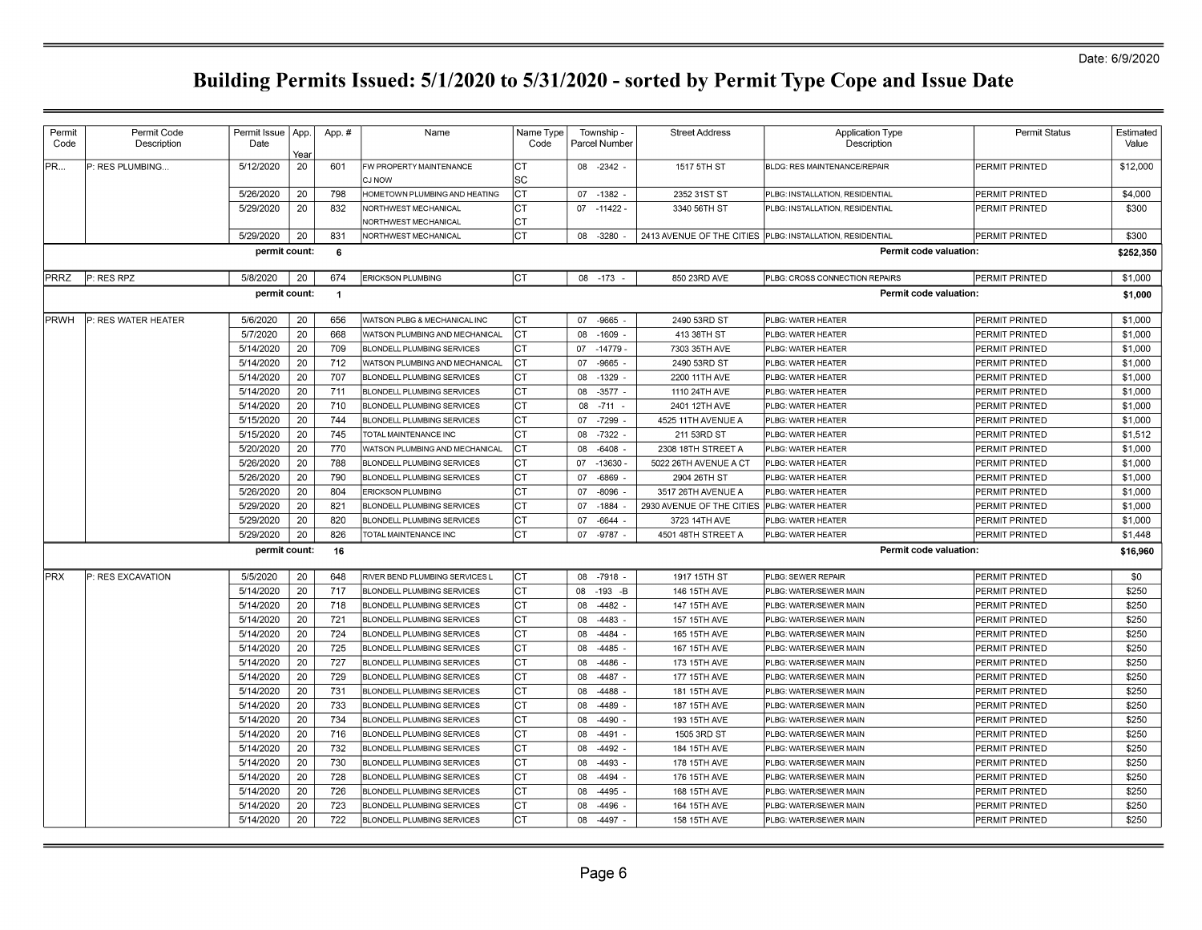Date: 6/9/2020

# Building Permits Issued: 5/1/2020 to 5/31/2020 - sorted by Permit Type Cope and Issue Date

| Permit Code | Permit Code Description | Permit Issue Date | App. Year | App. # | Name | Name Type Code | Township - Parcel Number | Street Address | Application Type Description | Permit Status | Estimated Value |
|---|---|---|---|---|---|---|---|---|---|---|---|
| PR... | P: RES PLUMBING... | 5/12/2020 | 20 | 601 | FW PROPERTY MAINTENANCE | CT | 08 -2342 - | 1517 5TH ST | BLDG: RES MAINTENANCE/REPAIR | PERMIT PRINTED | $12,000 |
| | | | | | CJ NOW | SC | | | | | |
| | | 5/26/2020 | 20 | 798 | HOMETOWN PLUMBING AND HEATING | CT | 07 -1382 - | 2352 31ST ST | PLBG: INSTALLATION, RESIDENTIAL | PERMIT PRINTED | $4,000 |
| | | 5/29/2020 | 20 | 832 | NORTHWEST MECHANICAL | CT | 07 -11422 - | 3340 56TH ST | PLBG: INSTALLATION, RESIDENTIAL | PERMIT PRINTED | $300 |
| | | | | | NORTHWEST MECHANICAL | CT | | | | | |
| | | 5/29/2020 | 20 | 831 | NORTHWEST MECHANICAL | CT | 08 -3280 - | 2413 AVENUE OF THE CITIES | PLBG: INSTALLATION, RESIDENTIAL | PERMIT PRINTED | $300 |
| | | **permit count:** | | **6** | | | | | **Permit code valuation:** | | **$252,350** |
| PRRZ | P: RES RPZ | 5/8/2020 | 20 | 674 | ERICKSON PLUMBING | CT | 08 -173 - | 850 23RD AVE | PLBG: CROSS CONNECTION REPAIRS | PERMIT PRINTED | $1,000 |
| | | **permit count:** | | **1** | | | | | **Permit code valuation:** | | **$1,000** |
| PRWH | P: RES WATER HEATER | 5/6/2020 | 20 | 656 | WATSON PLBG & MECHANICAL INC | CT | 07 -9665 - | 2490 53RD ST | PLBG: WATER HEATER | PERMIT PRINTED | $1,000 |
| | | 5/7/2020 | 20 | 668 | WATSON PLUMBING AND MECHANICAL | CT | 08 -1609 - | 413 38TH ST | PLBG: WATER HEATER | PERMIT PRINTED | $1,000 |
| | | 5/14/2020 | 20 | 709 | BLONDELL PLUMBING SERVICES | CT | 07 -14779 - | 7303 35TH AVE | PLBG: WATER HEATER | PERMIT PRINTED | $1,000 |
| | | 5/14/2020 | 20 | 712 | WATSON PLUMBING AND MECHANICAL | CT | 07 -9665 - | 2490 53RD ST | PLBG: WATER HEATER | PERMIT PRINTED | $1,000 |
| | | 5/14/2020 | 20 | 707 | BLONDELL PLUMBING SERVICES | CT | 08 -1329 - | 2200 11TH AVE | PLBG: WATER HEATER | PERMIT PRINTED | $1,000 |
| | | 5/14/2020 | 20 | 711 | BLONDELL PLUMBING SERVICES | CT | 08 -3577 - | 1110 24TH AVE | PLBG: WATER HEATER | PERMIT PRINTED | $1,000 |
| | | 5/14/2020 | 20 | 710 | BLONDELL PLUMBING SERVICES | CT | 08 -711 - | 2401 12TH AVE | PLBG: WATER HEATER | PERMIT PRINTED | $1,000 |
| | | 5/15/2020 | 20 | 744 | BLONDELL PLUMBING SERVICES | CT | 07 -7299 - | 4525 11TH AVENUE A | PLBG: WATER HEATER | PERMIT PRINTED | $1,000 |
| | | 5/15/2020 | 20 | 745 | TOTAL MAINTENANCE INC | CT | 08 -7322 - | 211 53RD ST | PLBG: WATER HEATER | PERMIT PRINTED | $1,512 |
| | | 5/20/2020 | 20 | 770 | WATSON PLUMBING AND MECHANICAL | CT | 08 -6408 - | 2308 18TH STREET A | PLBG: WATER HEATER | PERMIT PRINTED | $1,000 |
| | | 5/26/2020 | 20 | 788 | BLONDELL PLUMBING SERVICES | CT | 07 -13630 - | 5022 26TH AVENUE A CT | PLBG: WATER HEATER | PERMIT PRINTED | $1,000 |
| | | 5/26/2020 | 20 | 790 | BLONDELL PLUMBING SERVICES | CT | 07 -6869 - | 2904 26TH ST | PLBG: WATER HEATER | PERMIT PRINTED | $1,000 |
| | | 5/26/2020 | 20 | 804 | ERICKSON PLUMBING | CT | 07 -8096 - | 3517 26TH AVENUE A | PLBG: WATER HEATER | PERMIT PRINTED | $1,000 |
| | | 5/29/2020 | 20 | 821 | BLONDELL PLUMBING SERVICES | CT | 07 -1884 - | 2930 AVENUE OF THE CITIES | PLBG: WATER HEATER | PERMIT PRINTED | $1,000 |
| | | 5/29/2020 | 20 | 820 | BLONDELL PLUMBING SERVICES | CT | 07 -6644 - | 3723 14TH AVE | PLBG: WATER HEATER | PERMIT PRINTED | $1,000 |
| | | 5/29/2020 | 20 | 826 | TOTAL MAINTENANCE INC | CT | 07 -9787 - | 4501 48TH STREET A | PLBG: WATER HEATER | PERMIT PRINTED | $1,448 |
| | | **permit count:** | | **16** | | | | | **Permit code valuation:** | | **$16,960** |
| PRX | P: RES EXCAVATION | 5/5/2020 | 20 | 648 | RIVER BEND PLUMBING SERVICES L | CT | 08 -7918 - | 1917 15TH ST | PLBG: SEWER REPAIR | PERMIT PRINTED | $0 |
| | | 5/14/2020 | 20 | 717 | BLONDELL PLUMBING SERVICES | CT | 08 -193 -B | 146 15TH AVE | PLBG: WATER/SEWER MAIN | PERMIT PRINTED | $250 |
| | | 5/14/2020 | 20 | 718 | BLONDELL PLUMBING SERVICES | CT | 08 -4482 - | 147 15TH AVE | PLBG: WATER/SEWER MAIN | PERMIT PRINTED | $250 |
| | | 5/14/2020 | 20 | 721 | BLONDELL PLUMBING SERVICES | CT | 08 -4483 - | 157 15TH AVE | PLBG: WATER/SEWER MAIN | PERMIT PRINTED | $250 |
| | | 5/14/2020 | 20 | 724 | BLONDELL PLUMBING SERVICES | CT | 08 -4484 - | 165 15TH AVE | PLBG: WATER/SEWER MAIN | PERMIT PRINTED | $250 |
| | | 5/14/2020 | 20 | 725 | BLONDELL PLUMBING SERVICES | CT | 08 -4485 - | 167 15TH AVE | PLBG: WATER/SEWER MAIN | PERMIT PRINTED | $250 |
| | | 5/14/2020 | 20 | 727 | BLONDELL PLUMBING SERVICES | CT | 08 -4486 - | 173 15TH AVE | PLBG: WATER/SEWER MAIN | PERMIT PRINTED | $250 |
| | | 5/14/2020 | 20 | 729 | BLONDELL PLUMBING SERVICES | CT | 08 -4487 - | 177 15TH AVE | PLBG: WATER/SEWER MAIN | PERMIT PRINTED | $250 |
| | | 5/14/2020 | 20 | 731 | BLONDELL PLUMBING SERVICES | CT | 08 -4488 - | 181 15TH AVE | PLBG: WATER/SEWER MAIN | PERMIT PRINTED | $250 |
| | | 5/14/2020 | 20 | 733 | BLONDELL PLUMBING SERVICES | CT | 08 -4489 - | 187 15TH AVE | PLBG: WATER/SEWER MAIN | PERMIT PRINTED | $250 |
| | | 5/14/2020 | 20 | 734 | BLONDELL PLUMBING SERVICES | CT | 08 -4490 - | 193 15TH AVE | PLBG: WATER/SEWER MAIN | PERMIT PRINTED | $250 |
| | | 5/14/2020 | 20 | 716 | BLONDELL PLUMBING SERVICES | CT | 08 -4491 - | 1505 3RD ST | PLBG: WATER/SEWER MAIN | PERMIT PRINTED | $250 |
| | | 5/14/2020 | 20 | 732 | BLONDELL PLUMBING SERVICES | CT | 08 -4492 - | 184 15TH AVE | PLBG: WATER/SEWER MAIN | PERMIT PRINTED | $250 |
| | | 5/14/2020 | 20 | 730 | BLONDELL PLUMBING SERVICES | CT | 08 -4493 - | 178 15TH AVE | PLBG: WATER/SEWER MAIN | PERMIT PRINTED | $250 |
| | | 5/14/2020 | 20 | 728 | BLONDELL PLUMBING SERVICES | CT | 08 -4494 - | 176 15TH AVE | PLBG: WATER/SEWER MAIN | PERMIT PRINTED | $250 |
| | | 5/14/2020 | 20 | 726 | BLONDELL PLUMBING SERVICES | CT | 08 -4495 - | 168 15TH AVE | PLBG: WATER/SEWER MAIN | PERMIT PRINTED | $250 |
| | | 5/14/2020 | 20 | 723 | BLONDELL PLUMBING SERVICES | CT | 08 -4496 - | 164 15TH AVE | PLBG: WATER/SEWER MAIN | PERMIT PRINTED | $250 |
| | | 5/14/2020 | 20 | 722 | BLONDELL PLUMBING SERVICES | CT | 08 -4497 - | 158 15TH AVE | PLBG: WATER/SEWER MAIN | PERMIT PRINTED | $250 |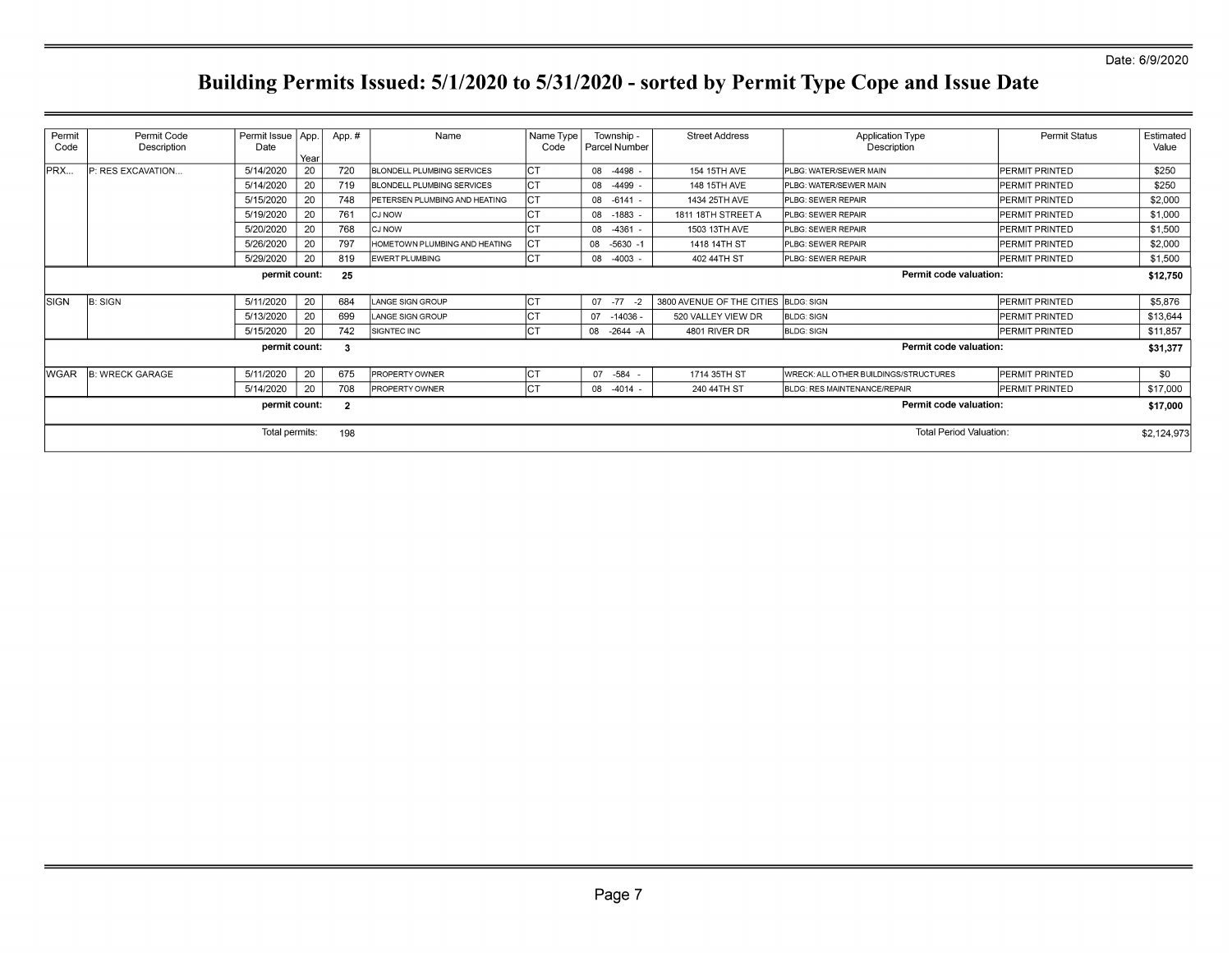Date: 6/9/2020

# Building Permits Issued: 5/1/2020 to 5/31/2020 - sorted by Permit Type Cope and Issue Date

| Permit Code | Permit Code Description | Permit Issue Date | App. Year | App. # | Name | Name Type Code | Township - Parcel Number | Street Address | Application Type Description | Permit Status | Estimated Value |
|---|---|---|---|---|---|---|---|---|---|---|---|
| PRX... | P: RES EXCAVATION... | 5/14/2020 | 20 | 720 | BLONDELL PLUMBING SERVICES | CT | 08 -4498 - | 154 15TH AVE | PLBG: WATER/SEWER MAIN | PERMIT PRINTED | $250 |
| | | 5/14/2020 | 20 | 719 | BLONDELL PLUMBING SERVICES | CT | 08 -4499 - | 148 15TH AVE | PLBG: WATER/SEWER MAIN | PERMIT PRINTED | $250 |
| | | 5/15/2020 | 20 | 748 | PETERSEN PLUMBING AND HEATING | CT | 08 -6141 - | 1434 25TH AVE | PLBG: SEWER REPAIR | PERMIT PRINTED | $2,000 |
| | | 5/19/2020 | 20 | 761 | CJ NOW | CT | 08 -1883 - | 1811 18TH STREET A | PLBG: SEWER REPAIR | PERMIT PRINTED | $1,000 |
| | | 5/20/2020 | 20 | 768 | CJ NOW | CT | 08 -4361 - | 1503 13TH AVE | PLBG: SEWER REPAIR | PERMIT PRINTED | $1,500 |
| | | 5/26/2020 | 20 | 797 | HOMETOWN PLUMBING AND HEATING | CT | 08 -5630 -1 | 1418 14TH ST | PLBG: SEWER REPAIR | PERMIT PRINTED | $2,000 |
| | | 5/29/2020 | 20 | 819 | EWERT PLUMBING | CT | 08 -4003 - | 402 44TH ST | PLBG: SEWER REPAIR | PERMIT PRINTED | $1,500 |
| | | **permit count:** | | **25** | | | | | **Permit code valuation:** | | **$12,750** |
| SIGN | B: SIGN | 5/11/2020 | 20 | 684 | LANGE SIGN GROUP | CT | 07 -77 -2 | 3800 AVENUE OF THE CITIES | BLDG: SIGN | PERMIT PRINTED | $5,876 |
| | | 5/13/2020 | 20 | 699 | LANGE SIGN GROUP | CT | 07 -14036 - | 520 VALLEY VIEW DR | BLDG: SIGN | PERMIT PRINTED | $13,644 |
| | | 5/15/2020 | 20 | 742 | SIGNTEC INC | CT | 08 -2644 -A | 4801 RIVER DR | BLDG: SIGN | PERMIT PRINTED | $11,857 |
| | | **permit count:** | | **3** | | | | | **Permit code valuation:** | | **$31,377** |
| WGAR | B: WRECK GARAGE | 5/11/2020 | 20 | 675 | PROPERTY OWNER | CT | 07 -584 - | 1714 35TH ST | WRECK: ALL OTHER BUILDINGS/STRUCTURES | PERMIT PRINTED | $0 |
| | | 5/14/2020 | 20 | 708 | PROPERTY OWNER | CT | 08 -4014 - | 240 44TH ST | BLDG: RES MAINTENANCE/REPAIR | PERMIT PRINTED | $17,000 |
| | | **permit count:** | | **2** | | | | | **Permit code valuation:** | | **$17,000** |
| | | Total permits: | | 198 | | | | | Total Period Valuation: | | $2,124,973 |